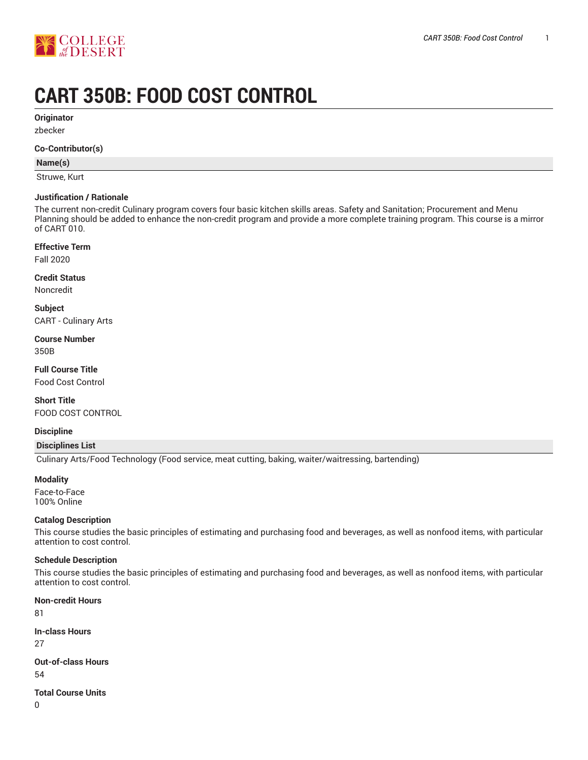# CART 350B: FOOD COST CONTROL

**Originator**

zbecker

**Co-Contributor(s)**

| Name(s) |
| --- |
| Struwe, Kurt |

**Justification / Rationale**

The current non-credit Culinary program covers four basic kitchen skills areas. Safety and Sanitation; Procurement and Menu Planning should be added to enhance the non-credit program and provide a more complete training program. This course is a mirror of CART 010.

**Effective Term**

Fall 2020

**Credit Status**

Noncredit

**Subject**

CART - Culinary Arts

**Course Number**

350B

**Full Course Title**

Food Cost Control

**Short Title**

FOOD COST CONTROL

**Discipline**

| Disciplines List |
| --- |
| Culinary Arts/Food Technology (Food service, meat cutting, baking, waiter/waitressing, bartending) |

**Modality**

Face-to-Face
100% Online

**Catalog Description**

This course studies the basic principles of estimating and purchasing food and beverages, as well as nonfood items, with particular attention to cost control.

**Schedule Description**

This course studies the basic principles of estimating and purchasing food and beverages, as well as nonfood items, with particular attention to cost control.

**Non-credit Hours**

81

**In-class Hours**

27

**Out-of-class Hours**

54

**Total Course Units**

0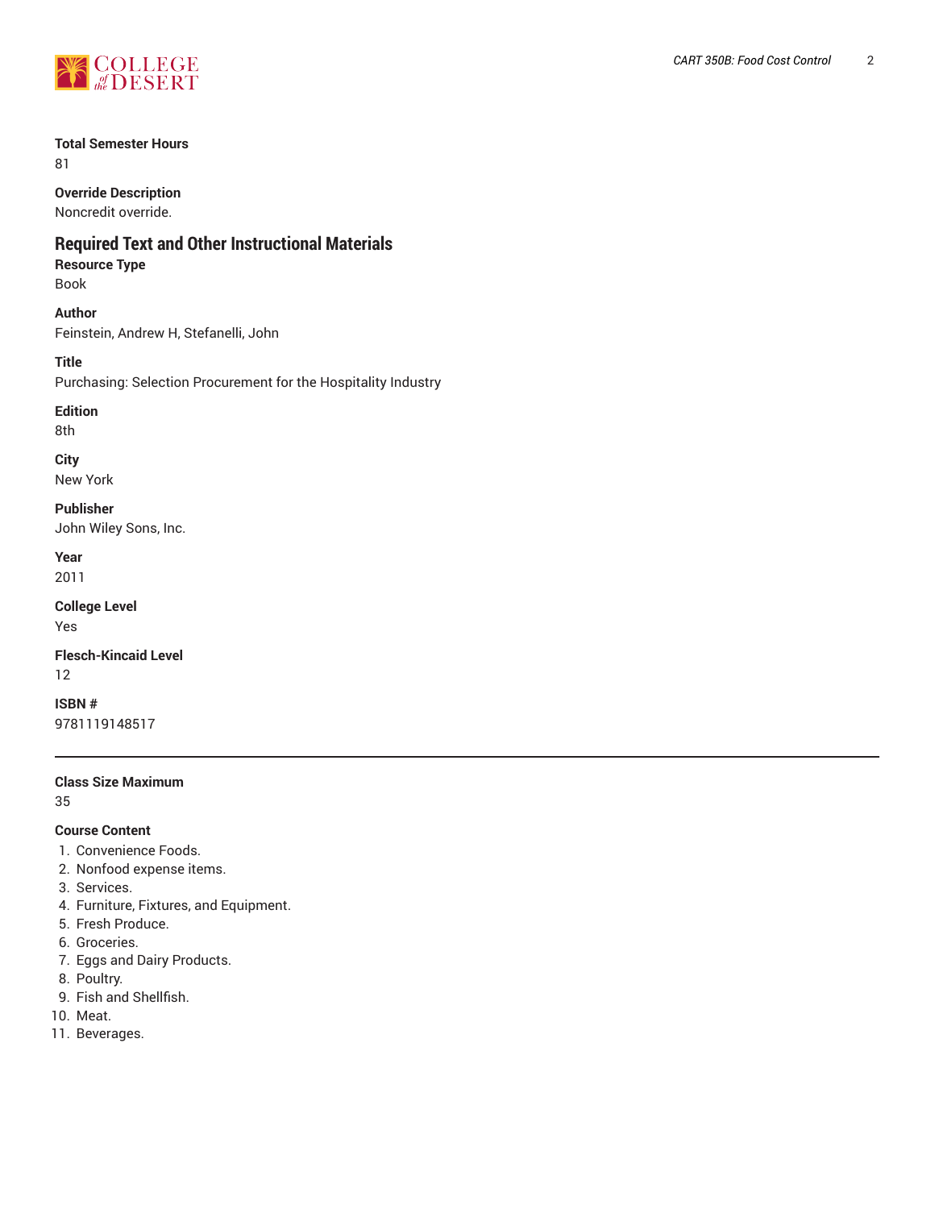**Total Semester Hours**
81

**Override Description**
Noncredit override.

## Required Text and Other Instructional Materials

**Resource Type**
Book

**Author**
Feinstein, Andrew H, Stefanelli, John

**Title**
Purchasing: Selection Procurement for the Hospitality Industry

**Edition**
8th

**City**
New York

**Publisher**
John Wiley Sons, Inc.

**Year**
2011

**College Level**
Yes

**Flesch-Kincaid Level**
12

**ISBN #**
9781119148517

---

**Class Size Maximum**
35

**Course Content**

1. Convenience Foods.
2. Nonfood expense items.
3. Services.
4. Furniture, Fixtures, and Equipment.
5. Fresh Produce.
6. Groceries.
7. Eggs and Dairy Products.
8. Poultry.
9. Fish and Shellfish.
10. Meat.
11. Beverages.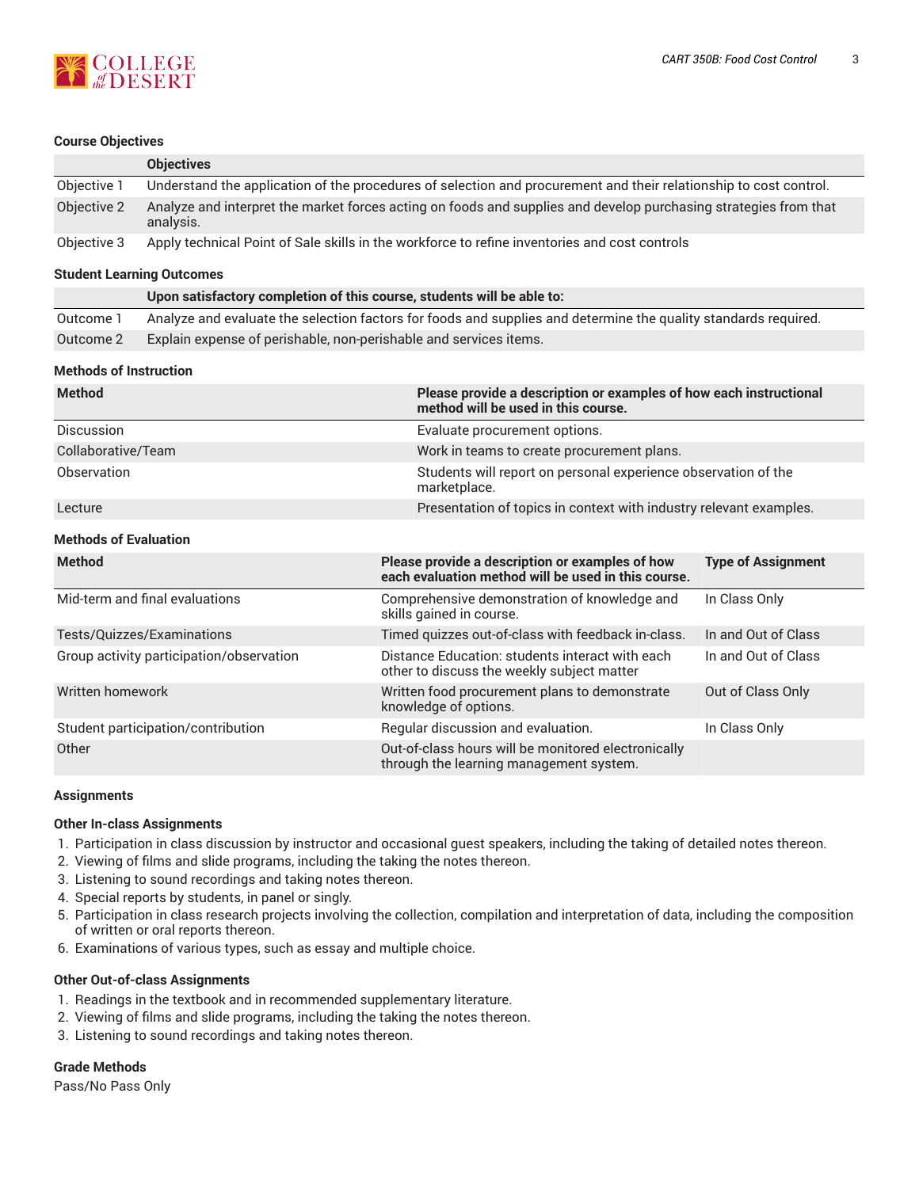### Course Objectives

| | Objectives |
|---|---|
| Objective 1 | Understand the application of the procedures of selection and procurement and their relationship to cost control. |
| Objective 2 | Analyze and interpret the market forces acting on foods and supplies and develop purchasing strategies from that analysis. |
| Objective 3 | Apply technical Point of Sale skills in the workforce to refine inventories and cost controls |

### Student Learning Outcomes

| | Upon satisfactory completion of this course, students will be able to: |
|---|---|
| Outcome 1 | Analyze and evaluate the selection factors for foods and supplies and determine the quality standards required. |
| Outcome 2 | Explain expense of perishable, non-perishable and services items. |

### Methods of Instruction

| Method | Please provide a description or examples of how each instructional method will be used in this course. |
|---|---|
| Discussion | Evaluate procurement options. |
| Collaborative/Team | Work in teams to create procurement plans. |
| Observation | Students will report on personal experience observation of the marketplace. |
| Lecture | Presentation of topics in context with industry relevant examples. |

### Methods of Evaluation

| Method | Please provide a description or examples of how each evaluation method will be used in this course. | Type of Assignment |
|---|---|---|
| Mid-term and final evaluations | Comprehensive demonstration of knowledge and skills gained in course. | In Class Only |
| Tests/Quizzes/Examinations | Timed quizzes out-of-class with feedback in-class. | In and Out of Class |
| Group activity participation/observation | Distance Education: students interact with each other to discuss the weekly subject matter | In and Out of Class |
| Written homework | Written food procurement plans to demonstrate knowledge of options. | Out of Class Only |
| Student participation/contribution | Regular discussion and evaluation. | In Class Only |
| Other | Out-of-class hours will be monitored electronically through the learning management system. | |

### Assignments

#### Other In-class Assignments

1. Participation in class discussion by instructor and occasional guest speakers, including the taking of detailed notes thereon.
2. Viewing of films and slide programs, including the taking the notes thereon.
3. Listening to sound recordings and taking notes thereon.
4. Special reports by students, in panel or singly.
5. Participation in class research projects involving the collection, compilation and interpretation of data, including the composition of written or oral reports thereon.
6. Examinations of various types, such as essay and multiple choice.

#### Other Out-of-class Assignments

1. Readings in the textbook and in recommended supplementary literature.
2. Viewing of films and slide programs, including the taking the notes thereon.
3. Listening to sound recordings and taking notes thereon.

### Grade Methods

Pass/No Pass Only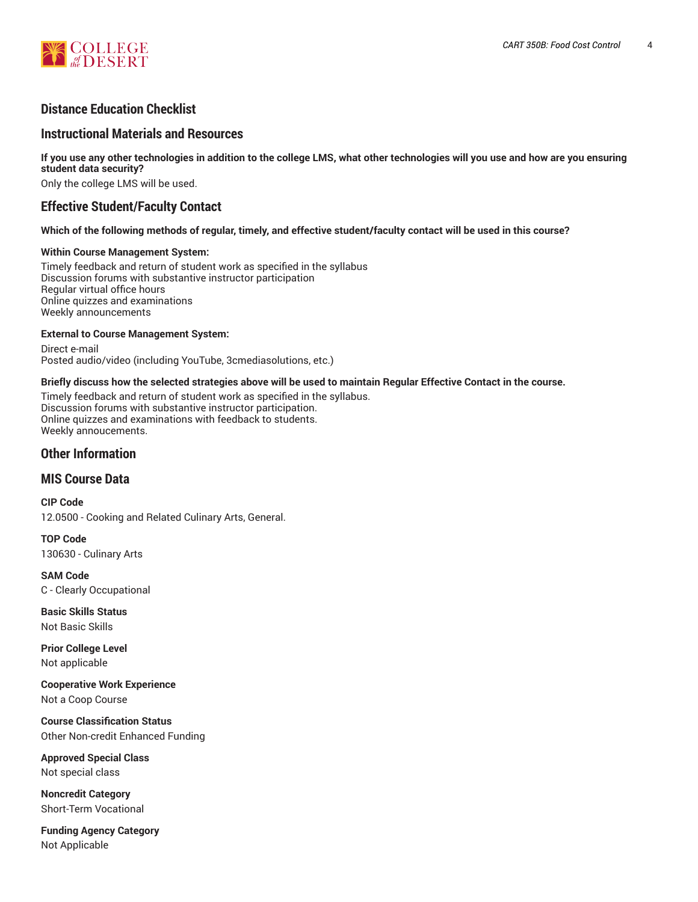## Distance Education Checklist

## Instructional Materials and Resources

**If you use any other technologies in addition to the college LMS, what other technologies will you use and how are you ensuring student data security?**

Only the college LMS will be used.

## Effective Student/Faculty Contact

**Which of the following methods of regular, timely, and effective student/faculty contact will be used in this course?**

**Within Course Management System:**

Timely feedback and return of student work as specified in the syllabus
Discussion forums with substantive instructor participation
Regular virtual office hours
Online quizzes and examinations
Weekly announcements

**External to Course Management System:**

Direct e-mail
Posted audio/video (including YouTube, 3cmediasolutions, etc.)

**Briefly discuss how the selected strategies above will be used to maintain Regular Effective Contact in the course.**

Timely feedback and return of student work as specified in the syllabus.
Discussion forums with substantive instructor participation.
Online quizzes and examinations with feedback to students.
Weekly annoucements.

## Other Information

## MIS Course Data

**CIP Code**
12.0500 - Cooking and Related Culinary Arts, General.

**TOP Code**
130630 - Culinary Arts

**SAM Code**
C - Clearly Occupational

**Basic Skills Status**
Not Basic Skills

**Prior College Level**
Not applicable

**Cooperative Work Experience**
Not a Coop Course

**Course Classification Status**
Other Non-credit Enhanced Funding

**Approved Special Class**
Not special class

**Noncredit Category**
Short-Term Vocational

**Funding Agency Category**
Not Applicable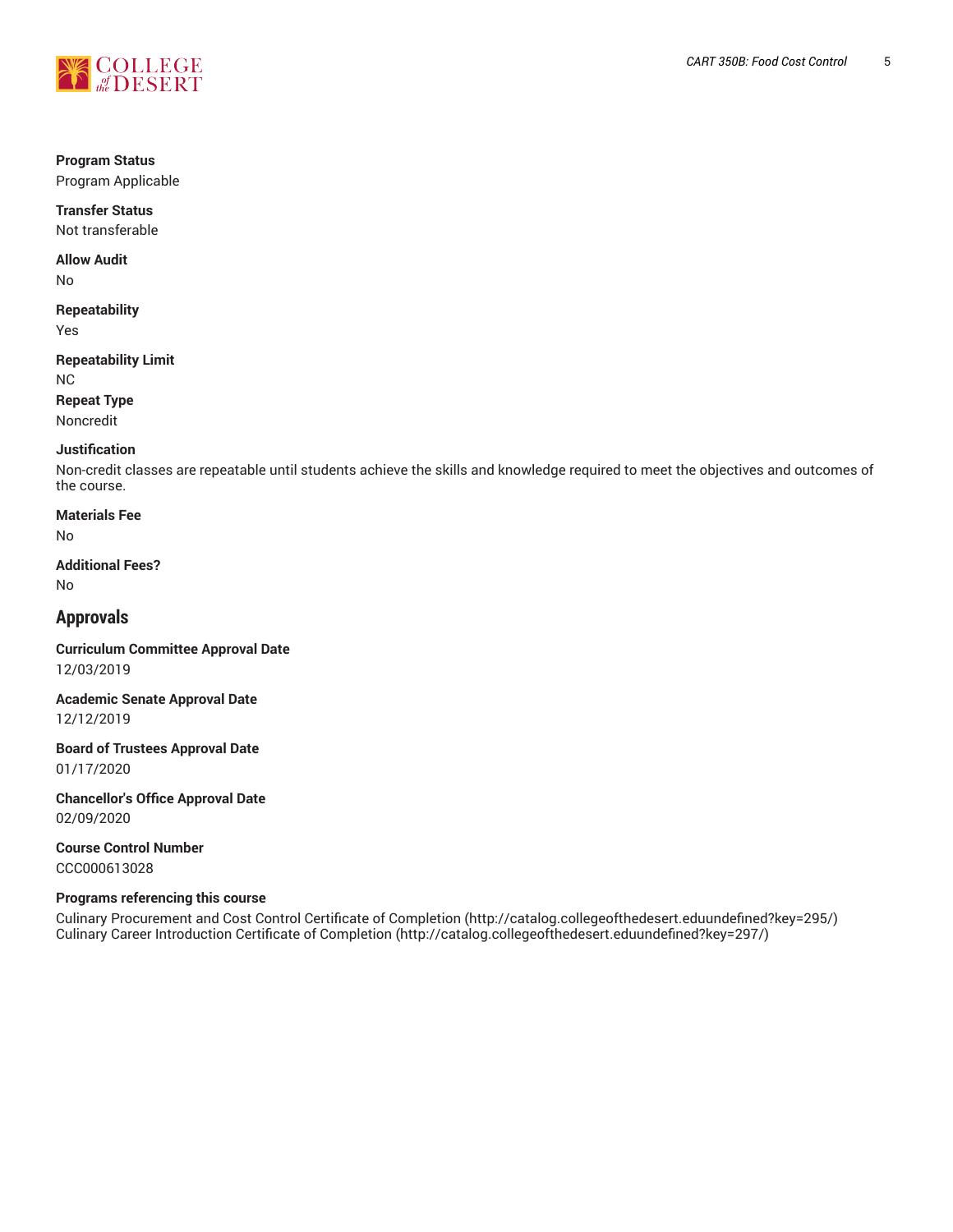**Program Status**

Program Applicable

**Transfer Status**

Not transferable

**Allow Audit**

No

**Repeatability**

Yes

**Repeatability Limit**

NC

**Repeat Type**

Noncredit

**Justification**

Non-credit classes are repeatable until students achieve the skills and knowledge required to meet the objectives and outcomes of the course.

**Materials Fee**

No

**Additional Fees?**

No

## Approvals

**Curriculum Committee Approval Date**

12/03/2019

**Academic Senate Approval Date**

12/12/2019

**Board of Trustees Approval Date**

01/17/2020

**Chancellor's Office Approval Date**

02/09/2020

**Course Control Number**

CCC000613028

**Programs referencing this course**

Culinary Procurement and Cost Control Certificate of Completion (http://catalog.collegeofthedesert.eduundefined?key=295/)
Culinary Career Introduction Certificate of Completion (http://catalog.collegeofthedesert.eduundefined?key=297/)